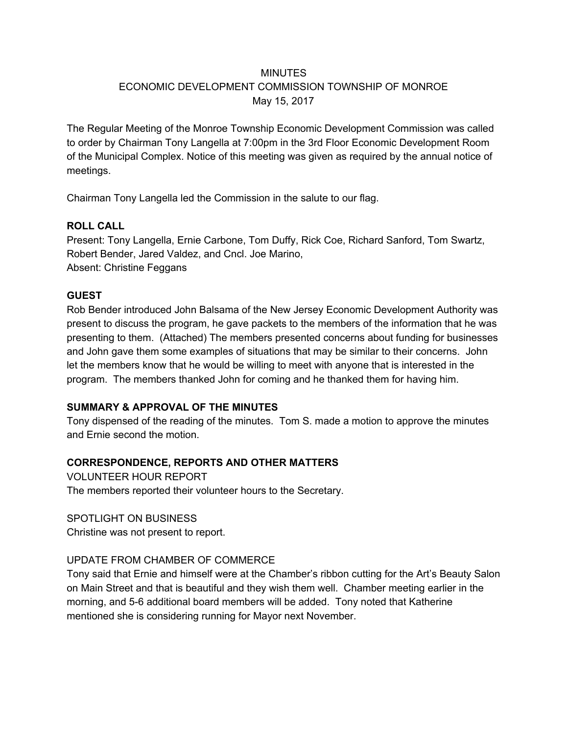MINUTES

ECONOMIC DEVELOPMENT COMMISSION TOWNSHIP OF MONROE

May 15, 2017

The Regular Meeting of the Monroe Township Economic Development Commission was called to order by Chairman Tony Langella at 7:00pm in the 3rd Floor Economic Development Room of the Municipal Complex. Notice of this meeting was given as required by the annual notice of meetings.

Chairman Tony Langella led the Commission in the salute to our flag.

**ROLL CALL**

Present: Tony Langella, Ernie Carbone, Tom Duffy, Rick Coe, Richard Sanford, Tom Swartz, Robert Bender, Jared Valdez, and Cncl. Joe Marino,
Absent: Christine Feggans

**GUEST**

Rob Bender introduced John Balsama of the New Jersey Economic Development Authority was present to discuss the program, he gave packets to the members of the information that he was presenting to them. (Attached) The members presented concerns about funding for businesses and John gave them some examples of situations that may be similar to their concerns. John let the members know that he would be willing to meet with anyone that is interested in the program. The members thanked John for coming and he thanked them for having him.

**SUMMARY & APPROVAL OF THE MINUTES**

Tony dispensed of the reading of the minutes. Tom S. made a motion to approve the minutes and Ernie second the motion.

**CORRESPONDENCE, REPORTS AND OTHER MATTERS**

VOLUNTEER HOUR REPORT

The members reported their volunteer hours to the Secretary.

SPOTLIGHT ON BUSINESS

Christine was not present to report.

UPDATE FROM CHAMBER OF COMMERCE

Tony said that Ernie and himself were at the Chamber's ribbon cutting for the Art's Beauty Salon on Main Street and that is beautiful and they wish them well. Chamber meeting earlier in the morning, and 5-6 additional board members will be added. Tony noted that Katherine mentioned she is considering running for Mayor next November.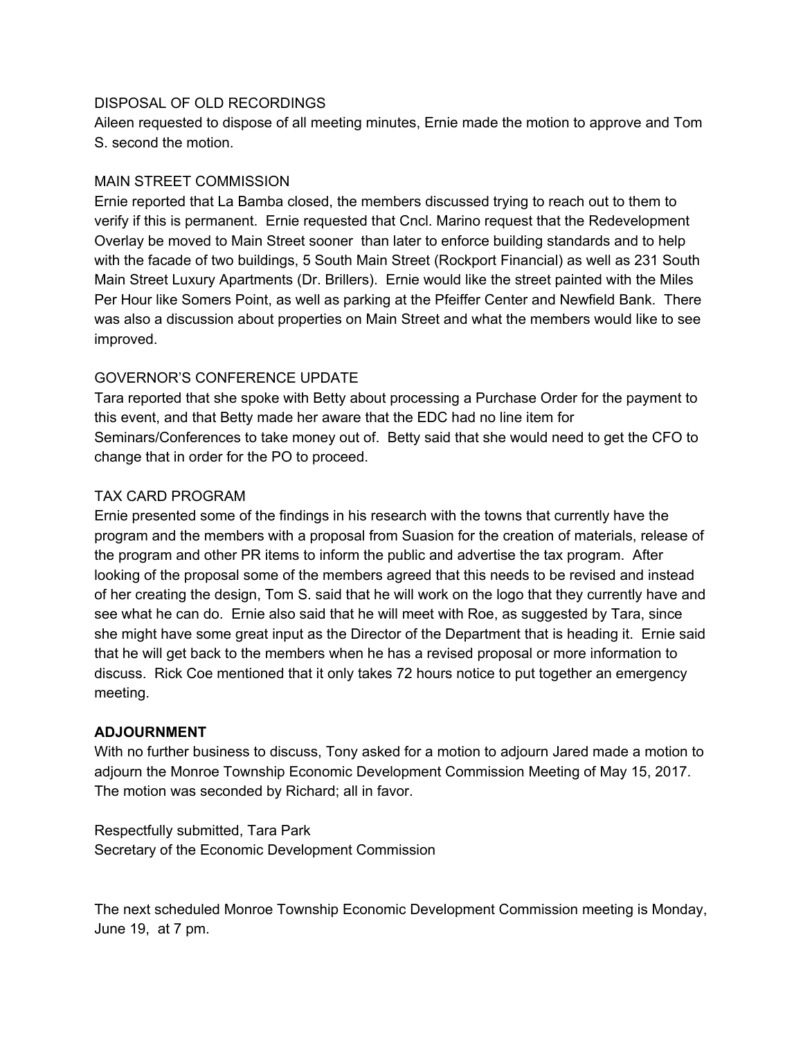DISPOSAL OF OLD RECORDINGS

Aileen requested to dispose of all meeting minutes, Ernie made the motion to approve and Tom S. second the motion.

MAIN STREET COMMISSION

Ernie reported that La Bamba closed, the members discussed trying to reach out to them to verify if this is permanent. Ernie requested that Cncl. Marino request that the Redevelopment Overlay be moved to Main Street sooner than later to enforce building standards and to help with the facade of two buildings, 5 South Main Street (Rockport Financial) as well as 231 South Main Street Luxury Apartments (Dr. Brillers). Ernie would like the street painted with the Miles Per Hour like Somers Point, as well as parking at the Pfeiffer Center and Newfield Bank. There was also a discussion about properties on Main Street and what the members would like to see improved.

GOVERNOR'S CONFERENCE UPDATE

Tara reported that she spoke with Betty about processing a Purchase Order for the payment to this event, and that Betty made her aware that the EDC had no line item for Seminars/Conferences to take money out of. Betty said that she would need to get the CFO to change that in order for the PO to proceed.

TAX CARD PROGRAM

Ernie presented some of the findings in his research with the towns that currently have the program and the members with a proposal from Suasion for the creation of materials, release of the program and other PR items to inform the public and advertise the tax program. After looking of the proposal some of the members agreed that this needs to be revised and instead of her creating the design, Tom S. said that he will work on the logo that they currently have and see what he can do. Ernie also said that he will meet with Roe, as suggested by Tara, since she might have some great input as the Director of the Department that is heading it. Ernie said that he will get back to the members when he has a revised proposal or more information to discuss. Rick Coe mentioned that it only takes 72 hours notice to put together an emergency meeting.

**ADJOURNMENT**

With no further business to discuss, Tony asked for a motion to adjourn Jared made a motion to adjourn the Monroe Township Economic Development Commission Meeting of May 15, 2017. The motion was seconded by Richard; all in favor.

Respectfully submitted, Tara Park
Secretary of the Economic Development Commission

The next scheduled Monroe Township Economic Development Commission meeting is Monday, June 19, at 7 pm.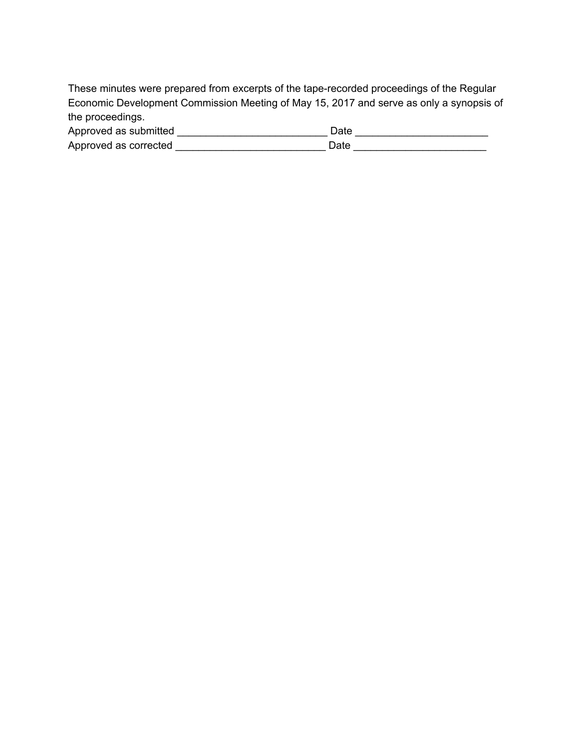These minutes were prepared from excerpts of the tape-recorded proceedings of the Regular Economic Development Commission Meeting of May 15, 2017 and serve as only a synopsis of the proceedings.

Approved as submitted __________________________ Date _______________________

Approved as corrected __________________________ Date _______________________